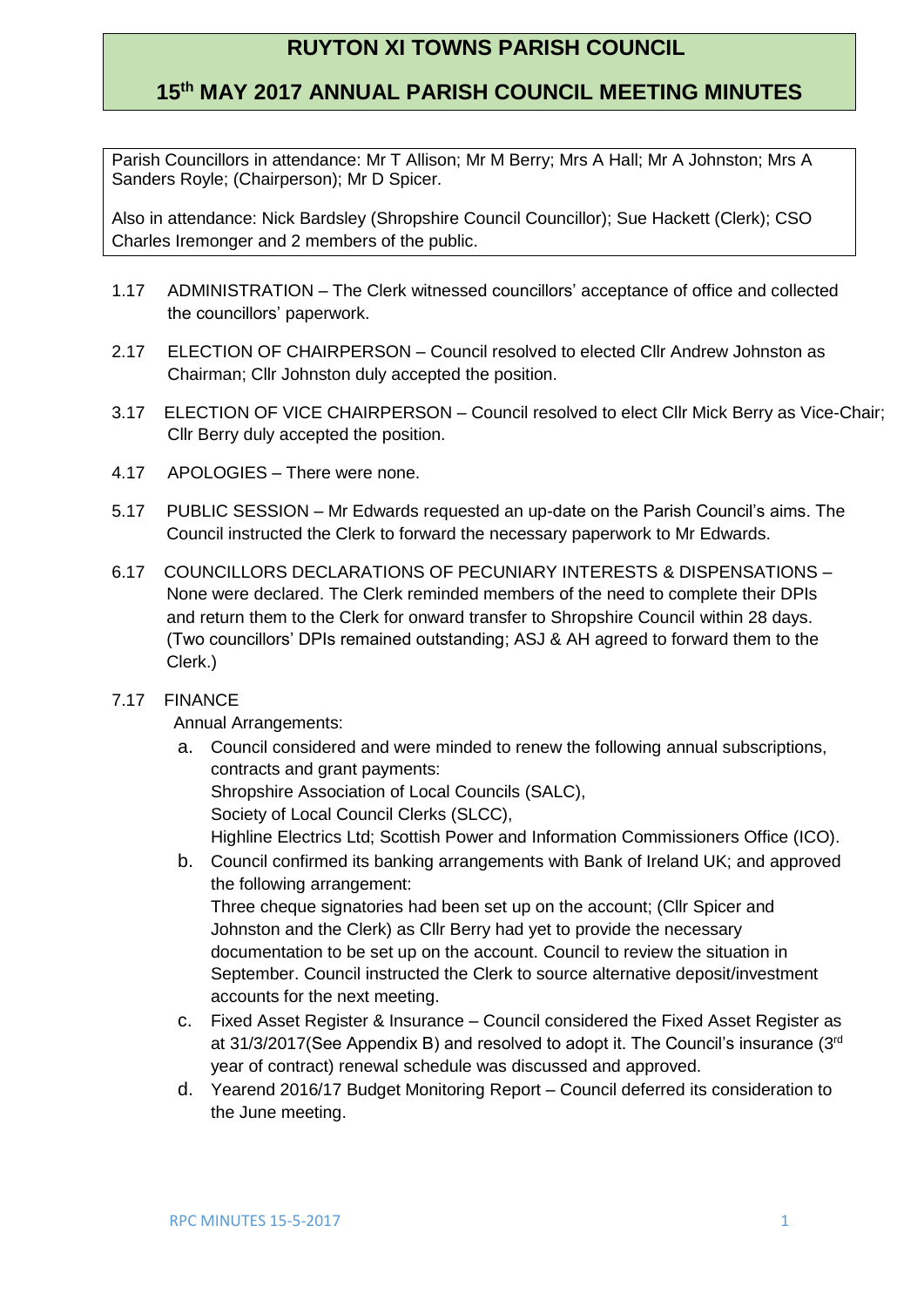# RUYTON XI TOWNS PARISH COUNCIL

## 15th MAY 2017 ANNUAL PARISH COUNCIL MEETING MINUTES

Parish Councillors in attendance: Mr T Allison; Mr M Berry; Mrs A Hall; Mr A Johnston; Mrs A Sanders Royle; (Chairperson); Mr D Spicer.

Also in attendance: Nick Bardsley (Shropshire Council Councillor); Sue Hackett (Clerk); CSO Charles Iremonger and 2 members of the public.

1.17 ADMINISTRATION – The Clerk witnessed councillors' acceptance of office and collected the councillors' paperwork.

2.17 ELECTION OF CHAIRPERSON – Council resolved to elected Cllr Andrew Johnston as Chairman; Cllr Johnston duly accepted the position.

3.17 ELECTION OF VICE CHAIRPERSON – Council resolved to elect Cllr Mick Berry as Vice-Chair; Cllr Berry duly accepted the position.

4.17 APOLOGIES – There were none.

5.17 PUBLIC SESSION – Mr Edwards requested an up-date on the Parish Council's aims. The Council instructed the Clerk to forward the necessary paperwork to Mr Edwards.

6.17 COUNCILLORS DECLARATIONS OF PECUNIARY INTERESTS & DISPENSATIONS – None were declared. The Clerk reminded members of the need to complete their DPIs and return them to the Clerk for onward transfer to Shropshire Council within 28 days. (Two councillors' DPIs remained outstanding; ASJ & AH agreed to forward them to the Clerk.)

7.17 FINANCE

Annual Arrangements:

a. Council considered and were minded to renew the following annual subscriptions, contracts and grant payments:
   Shropshire Association of Local Councils (SALC),
   Society of Local Council Clerks (SLCC),
   Highline Electrics Ltd; Scottish Power and Information Commissioners Office (ICO).
b. Council confirmed its banking arrangements with Bank of Ireland UK; and approved the following arrangement:
   Three cheque signatories had been set up on the account; (Cllr Spicer and Johnston and the Clerk) as Cllr Berry had yet to provide the necessary documentation to be set up on the account. Council to review the situation in September. Council instructed the Clerk to source alternative deposit/investment accounts for the next meeting.
c. Fixed Asset Register & Insurance – Council considered the Fixed Asset Register as at 31/3/2017(See Appendix B) and resolved to adopt it. The Council's insurance (3rd year of contract) renewal schedule was discussed and approved.
d. Yearend 2016/17 Budget Monitoring Report – Council deferred its consideration to the June meeting.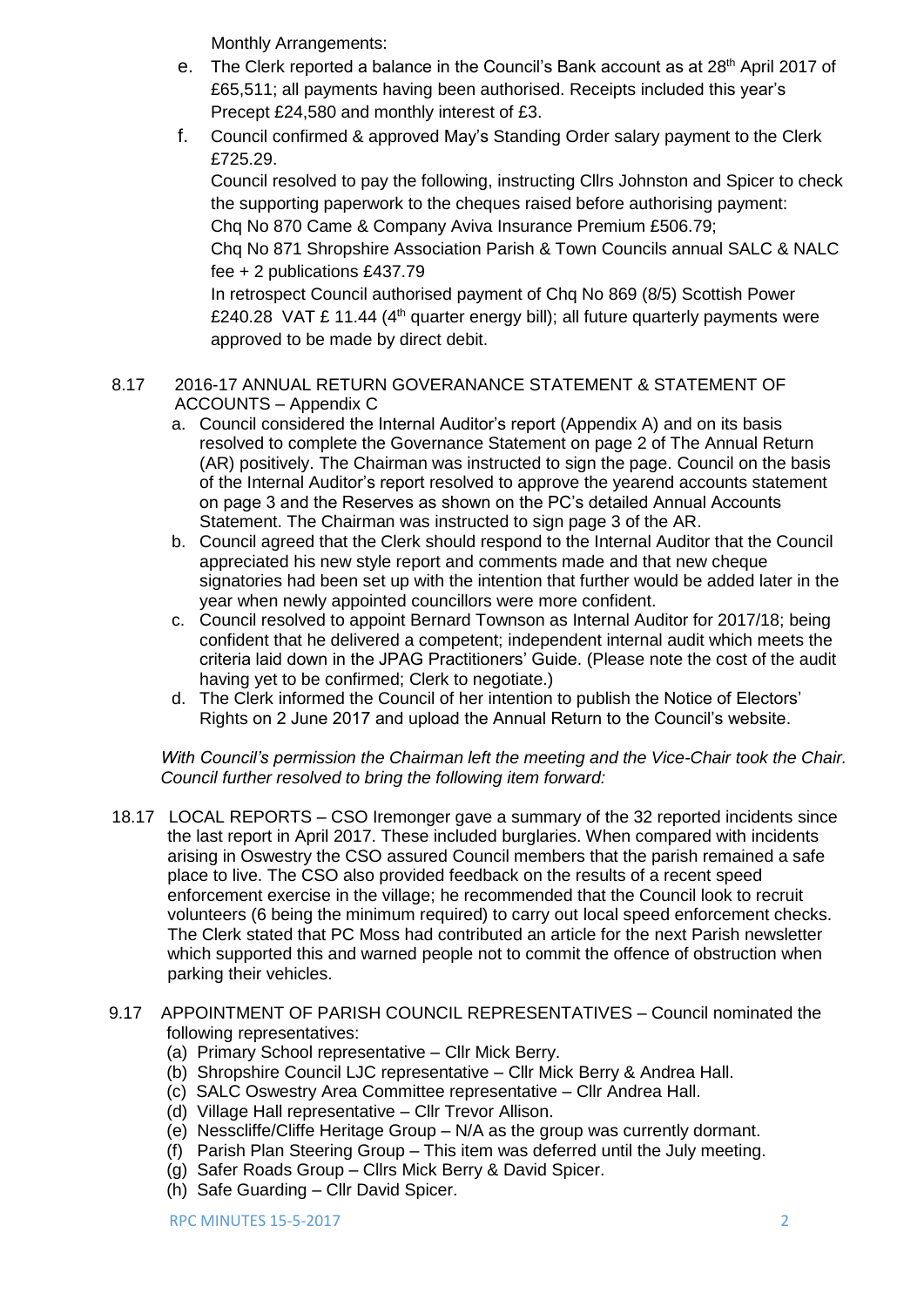Monthly Arrangements:

e. The Clerk reported a balance in the Council's Bank account as at 28th April 2017 of £65,511; all payments having been authorised. Receipts included this year's Precept £24,580 and monthly interest of £3.

f. Council confirmed & approved May's Standing Order salary payment to the Clerk £725.29.

   Council resolved to pay the following, instructing Cllrs Johnston and Spicer to check the supporting paperwork to the cheques raised before authorising payment:
   Chq No 870 Came & Company Aviva Insurance Premium £506.79;
   Chq No 871 Shropshire Association Parish & Town Councils annual SALC & NALC fee + 2 publications £437.79
   In retrospect Council authorised payment of Chq No 869 (8/5) Scottish Power £240.28 VAT £ 11.44 (4th quarter energy bill); all future quarterly payments were approved to be made by direct debit.

8.17 2016-17 ANNUAL RETURN GOVERANANCE STATEMENT & STATEMENT OF ACCOUNTS – Appendix C

a. Council considered the Internal Auditor's report (Appendix A) and on its basis resolved to complete the Governance Statement on page 2 of The Annual Return (AR) positively. The Chairman was instructed to sign the page. Council on the basis of the Internal Auditor's report resolved to approve the yearend accounts statement on page 3 and the Reserves as shown on the PC's detailed Annual Accounts Statement. The Chairman was instructed to sign page 3 of the AR.

b. Council agreed that the Clerk should respond to the Internal Auditor that the Council appreciated his new style report and comments made and that new cheque signatories had been set up with the intention that further would be added later in the year when newly appointed councillors were more confident.

c. Council resolved to appoint Bernard Townson as Internal Auditor for 2017/18; being confident that he delivered a competent; independent internal audit which meets the criteria laid down in the JPAG Practitioners' Guide. (Please note the cost of the audit having yet to be confirmed; Clerk to negotiate.)

d. The Clerk informed the Council of her intention to publish the Notice of Electors' Rights on 2 June 2017 and upload the Annual Return to the Council's website.

*With Council's permission the Chairman left the meeting and the Vice-Chair took the Chair. Council further resolved to bring the following item forward:*

18.17 LOCAL REPORTS – CSO Iremonger gave a summary of the 32 reported incidents since the last report in April 2017. These included burglaries. When compared with incidents arising in Oswestry the CSO assured Council members that the parish remained a safe place to live. The CSO also provided feedback on the results of a recent speed enforcement exercise in the village; he recommended that the Council look to recruit volunteers (6 being the minimum required) to carry out local speed enforcement checks. The Clerk stated that PC Moss had contributed an article for the next Parish newsletter which supported this and warned people not to commit the offence of obstruction when parking their vehicles.

9.17 APPOINTMENT OF PARISH COUNCIL REPRESENTATIVES – Council nominated the following representatives:

(a) Primary School representative – Cllr Mick Berry.
(b) Shropshire Council LJC representative – Cllr Mick Berry & Andrea Hall.
(c) SALC Oswestry Area Committee representative – Cllr Andrea Hall.
(d) Village Hall representative – Cllr Trevor Allison.
(e) Nesscliffe/Cliffe Heritage Group – N/A as the group was currently dormant.
(f) Parish Plan Steering Group – This item was deferred until the July meeting.
(g) Safer Roads Group – Cllrs Mick Berry & David Spicer.
(h) Safe Guarding – Cllr David Spicer.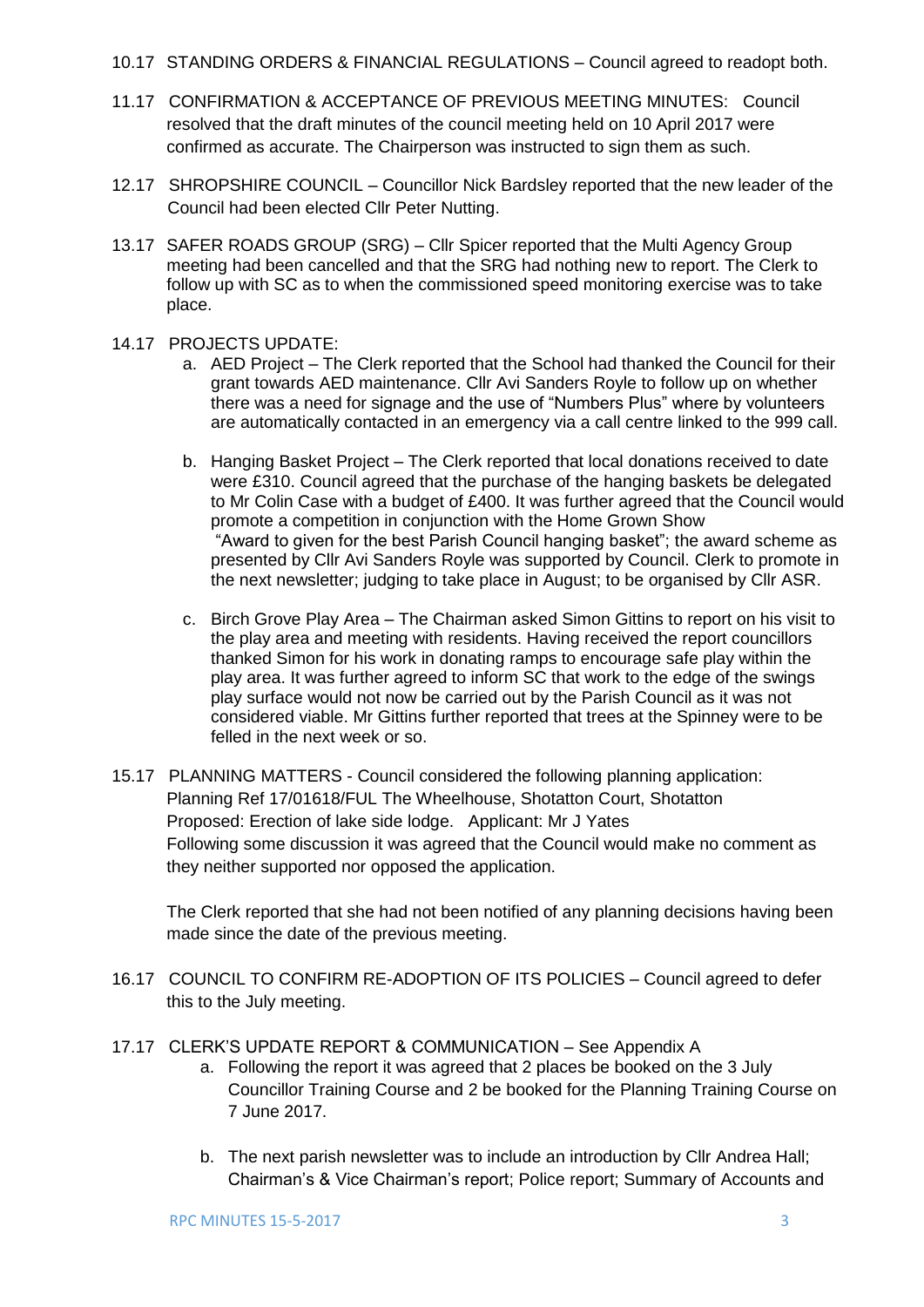10.17 STANDING ORDERS & FINANCIAL REGULATIONS – Council agreed to readopt both.

11.17 CONFIRMATION & ACCEPTANCE OF PREVIOUS MEETING MINUTES: Council resolved that the draft minutes of the council meeting held on 10 April 2017 were confirmed as accurate. The Chairperson was instructed to sign them as such.

12.17 SHROPSHIRE COUNCIL – Councillor Nick Bardsley reported that the new leader of the Council had been elected Cllr Peter Nutting.

13.17 SAFER ROADS GROUP (SRG) – Cllr Spicer reported that the Multi Agency Group meeting had been cancelled and that the SRG had nothing new to report. The Clerk to follow up with SC as to when the commissioned speed monitoring exercise was to take place.

14.17 PROJECTS UPDATE:

a. AED Project – The Clerk reported that the School had thanked the Council for their grant towards AED maintenance. Cllr Avi Sanders Royle to follow up on whether there was a need for signage and the use of "Numbers Plus" where by volunteers are automatically contacted in an emergency via a call centre linked to the 999 call.

b. Hanging Basket Project – The Clerk reported that local donations received to date were £310. Council agreed that the purchase of the hanging baskets be delegated to Mr Colin Case with a budget of £400. It was further agreed that the Council would promote a competition in conjunction with the Home Grown Show "Award to given for the best Parish Council hanging basket"; the award scheme as presented by Cllr Avi Sanders Royle was supported by Council. Clerk to promote in the next newsletter; judging to take place in August; to be organised by Cllr ASR.

c. Birch Grove Play Area – The Chairman asked Simon Gittins to report on his visit to the play area and meeting with residents. Having received the report councillors thanked Simon for his work in donating ramps to encourage safe play within the play area. It was further agreed to inform SC that work to the edge of the swings play surface would not now be carried out by the Parish Council as it was not considered viable. Mr Gittins further reported that trees at the Spinney were to be felled in the next week or so.

15.17 PLANNING MATTERS - Council considered the following planning application:
Planning Ref 17/01618/FUL The Wheelhouse, Shotatton Court, Shotatton
Proposed: Erection of lake side lodge. Applicant: Mr J Yates
Following some discussion it was agreed that the Council would make no comment as they neither supported nor opposed the application.

The Clerk reported that she had not been notified of any planning decisions having been made since the date of the previous meeting.

16.17 COUNCIL TO CONFIRM RE-ADOPTION OF ITS POLICIES – Council agreed to defer this to the July meeting.

17.17 CLERK'S UPDATE REPORT & COMMUNICATION – See Appendix A

a. Following the report it was agreed that 2 places be booked on the 3 July Councillor Training Course and 2 be booked for the Planning Training Course on 7 June 2017.

b. The next parish newsletter was to include an introduction by Cllr Andrea Hall; Chairman's & Vice Chairman's report; Police report; Summary of Accounts and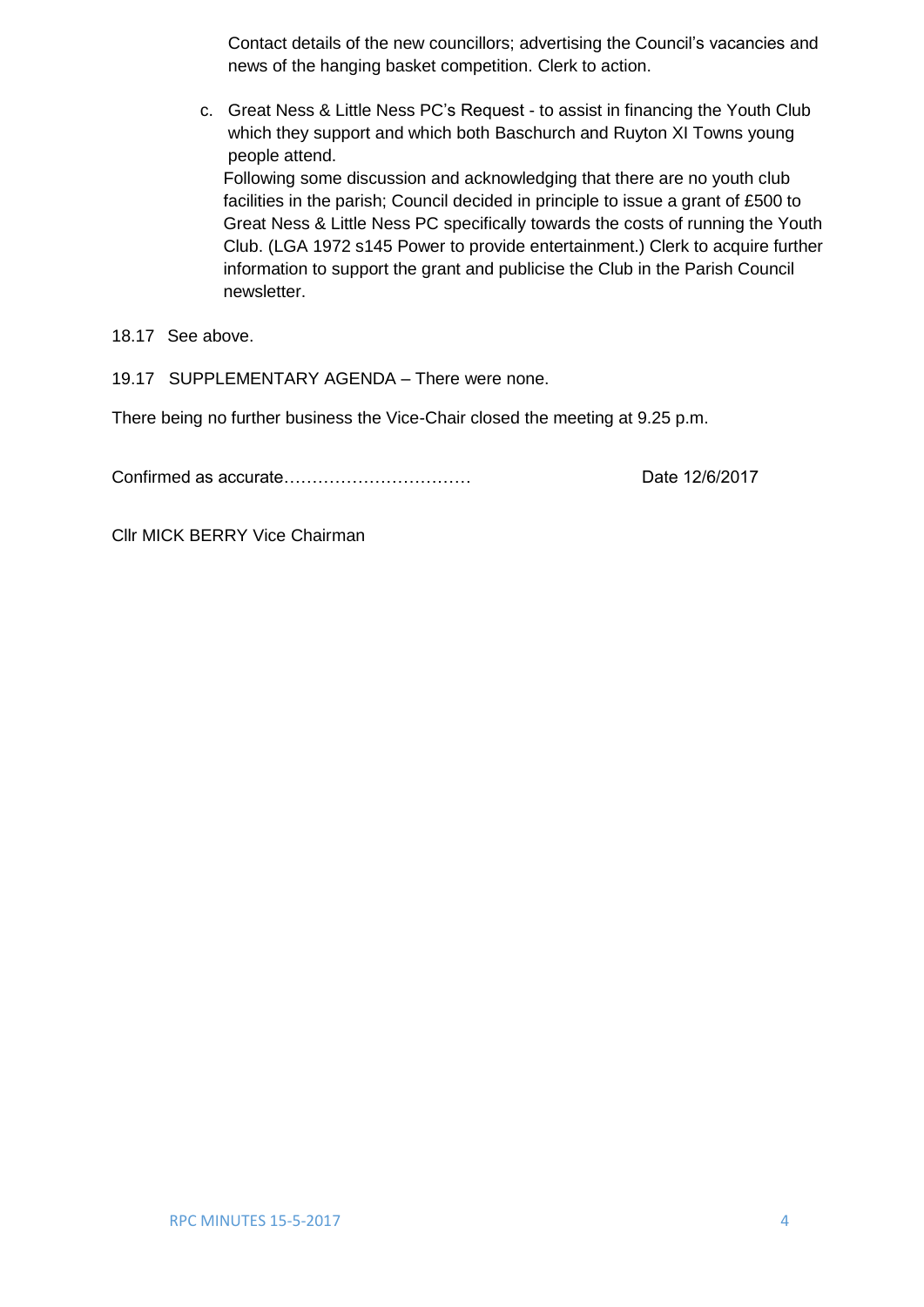Contact details of the new councillors; advertising the Council's vacancies and news of the hanging basket competition. Clerk to action.

c. Great Ness & Little Ness PC's Request - to assist in financing the Youth Club which they support and which both Baschurch and Ruyton XI Towns young people attend.
   Following some discussion and acknowledging that there are no youth club facilities in the parish; Council decided in principle to issue a grant of £500 to Great Ness & Little Ness PC specifically towards the costs of running the Youth Club. (LGA 1972 s145 Power to provide entertainment.) Clerk to acquire further information to support the grant and publicise the Club in the Parish Council newsletter.

18.17 See above.

19.17 SUPPLEMENTARY AGENDA – There were none.

There being no further business the Vice-Chair closed the meeting at 9.25 p.m.

Confirmed as accurate…………………………… Date 12/6/2017

Cllr MICK BERRY Vice Chairman